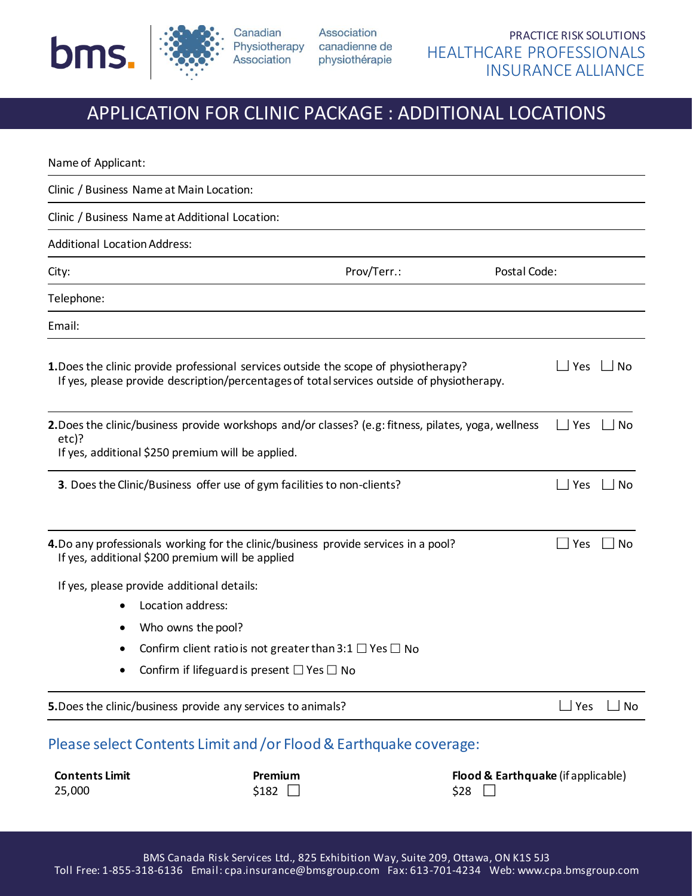bms.

Canadian Physiotherapy Association | Association canadienne de physiothérapie

PRACTICE RISK SOLUTIONS
HEALTHCARE PROFESSIONALS INSURANCE ALLIANCE

# APPLICATION FOR CLINIC PACKAGE : ADDITIONAL LOCATIONS

Name of Applicant:

Clinic / Business Name at Main Location:

Clinic / Business Name at Additional Location:

Additional Location Address:

City: Prov/Terr.: Postal Code:

Telephone:

Email:

**1.** Does the clinic provide professional services outside the scope of physiotherapy? ☐ Yes ☐ No
If yes, please provide description/percentages of total services outside of physiotherapy.

**2.** Does the clinic/business provide workshops and/or classes? (e.g: fitness, pilates, yoga, wellness etc)? ☐ Yes ☐ No
If yes, additional $250 premium will be applied.

**3**. Does the Clinic/Business offer use of gym facilities to non-clients? ☐ Yes ☐ No

**4.** Do any professionals working for the clinic/business provide services in a pool? ☐ Yes ☐ No
If yes, additional $200 premium will be applied

If yes, please provide additional details:

- Location address:
- Who owns the pool?
- Confirm client ratio is not greater than 3:1 ☐ Yes ☐ No
- Confirm if lifeguard is present ☐ Yes ☐ No

**5.** Does the clinic/business provide any services to animals? ☐ Yes ☐ No

## Please select Contents Limit and /or Flood & Earthquake coverage:

| **Contents Limit** | **Premium** | **Flood & Earthquake** (if applicable) |
|---|---|---|
| 25,000 | $182 ☐ | $28 ☐ |

BMS Canada Risk Services Ltd., 825 Exhibition Way, Suite 209, Ottawa, ON K1S 5J3
Toll Free: 1-855-318-6136 Email: cpa.insurance@bmsgroup.com Fax: 613-701-4234 Web: www.cpa.bmsgroup.com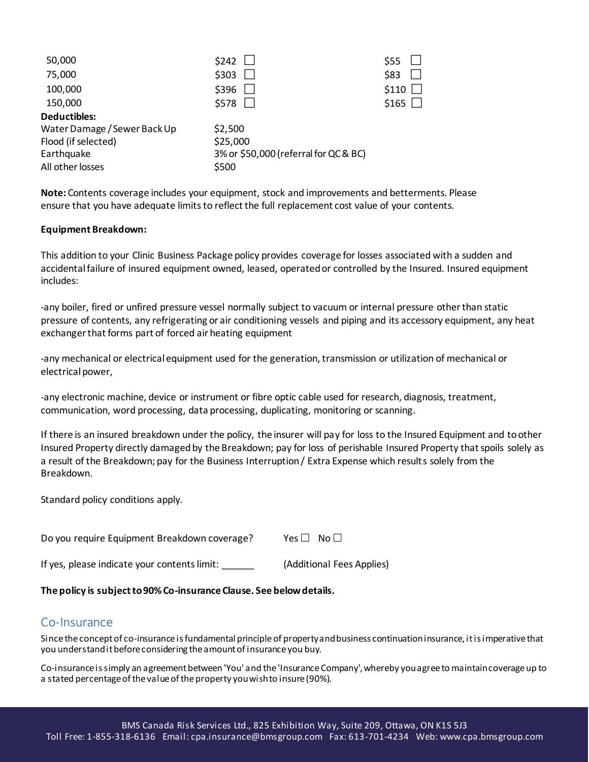| | | |
|---|---|---|
| 50,000 | $242 ☐ | $55 ☐ |
| 75,000 | $303 ☐ | $83 ☐ |
| 100,000 | $396 ☐ | $110 ☐ |
| 150,000 | $578 ☐ | $165 ☐ |
| **Deductibles:** | | |
| Water Damage / Sewer Back Up | $2,500 | |
| Flood (if selected) | $25,000 | |
| Earthquake | 3% or $50,000 (referral for QC & BC) | |
| All other losses | $500 | |

**Note:** Contents coverage includes your equipment, stock and improvements and betterments. Please ensure that you have adequate limits to reflect the full replacement cost value of your contents.

**Equipment Breakdown:**

This addition to your Clinic Business Package policy provides coverage for losses associated with a sudden and accidental failure of insured equipment owned, leased, operated or controlled by the Insured. Insured equipment includes:

-any boiler, fired or unfired pressure vessel normally subject to vacuum or internal pressure other than static pressure of contents, any refrigerating or air conditioning vessels and piping and its accessory equipment, any heat exchanger that forms part of forced air heating equipment

-any mechanical or electrical equipment used for the generation, transmission or utilization of mechanical or electrical power,

-any electronic machine, device or instrument or fibre optic cable used for research, diagnosis, treatment, communication, word processing, data processing, duplicating, monitoring or scanning.

If there is an insured breakdown under the policy, the insurer will pay for loss to the Insured Equipment and to other Insured Property directly damaged by the Breakdown; pay for loss of perishable Insured Property that spoils solely as a result of the Breakdown; pay for the Business Interruption / Extra Expense which results solely from the Breakdown.

Standard policy conditions apply.

Do you require Equipment Breakdown coverage? Yes ☐ No ☐

If yes, please indicate your contents limit: ______ (Additional Fees Applies)

**The policy is subject to 90% Co-insurance Clause. See below details.**

## Co-Insurance

Since the concept of co-insurance is fundamental principle of property and business continuation insurance, it is imperative that you understand it before considering the amount of insurance you buy.

Co-insurance is simply an agreement between 'You' and the 'Insurance Company', whereby you agree to maintain coverage up to a stated percentage of the value of the property you wish to insure (90%).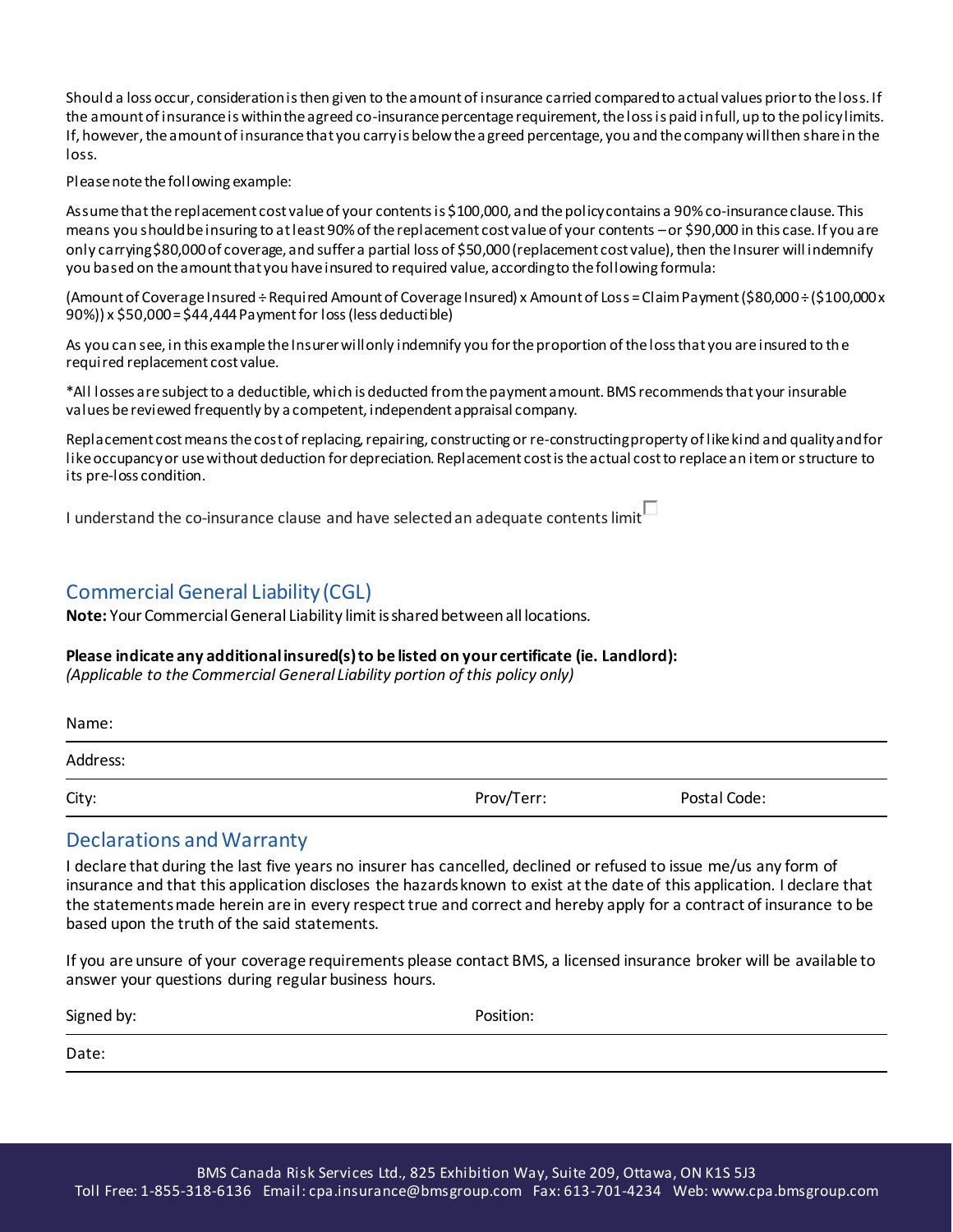Should a loss occur, consideration is then given to the amount of insurance carried compared to actual values prior to the loss. If the amount of insurance is within the agreed co-insurance percentage requirement, the loss is paid in full, up to the policy limits. If, however, the amount of insurance that you carry is below the agreed percentage, you and the company will then share in the loss.

Please note the following example:

Assume that the replacement cost value of your contents is $100,000, and the policy contains a 90% co-insurance clause. This means you should be insuring to at least 90% of the replacement cost value of your contents – or $90,000 in this case. If you are only carrying $80,000 of coverage, and suffer a partial loss of $50,000 (replacement cost value), then the Insurer will indemnify you based on the amount that you have insured to required value, according to the following formula:

(Amount of Coverage Insured ÷ Required Amount of Coverage Insured) x Amount of Loss = Claim Payment ($80,000 ÷ ($100,000 x 90%)) x $50,000 = $44,444 Payment for loss (less deductible)

As you can see, in this example the Insurer will only indemnify you for the proportion of the loss that you are insured to the required replacement cost value.

*All losses are subject to a deductible, which is deducted from the payment amount. BMS recommends that your insurable values be reviewed frequently by a competent, independent appraisal company.

Replacement cost means the cost of replacing, repairing, constructing or re-constructing property of like kind and quality and for like occupancy or use without deduction for depreciation. Replacement cost is the actual cost to replace an item or structure to its pre-loss condition.

I understand the co-insurance clause and have selected an adequate contents limit ☐

## Commercial General Liability (CGL)

**Note:** Your Commercial General Liability limit is shared between all locations.

**Please indicate any additional insured(s) to be listed on your certificate (ie. Landlord):**
*(Applicable to the Commercial General Liability portion of this policy only)*

Name: ____________________

Address: ____________________

City: ____________________ Prov/Terr: ____________________ Postal Code: ____________________

## Declarations and Warranty

I declare that during the last five years no insurer has cancelled, declined or refused to issue me/us any form of insurance and that this application discloses the hazards known to exist at the date of this application. I declare that the statements made herein are in every respect true and correct and hereby apply for a contract of insurance to be based upon the truth of the said statements.

If you are unsure of your coverage requirements please contact BMS, a licensed insurance broker will be available to answer your questions during regular business hours.

Signed by: ____________________ Position: ____________________

Date: ____________________

BMS Canada Risk Services Ltd., 825 Exhibition Way, Suite 209, Ottawa, ON K1S 5J3
Toll Free: 1-855-318-6136 Email: cpa.insurance@bmsgroup.com Fax: 613-701-4234 Web: www.cpa.bmsgroup.com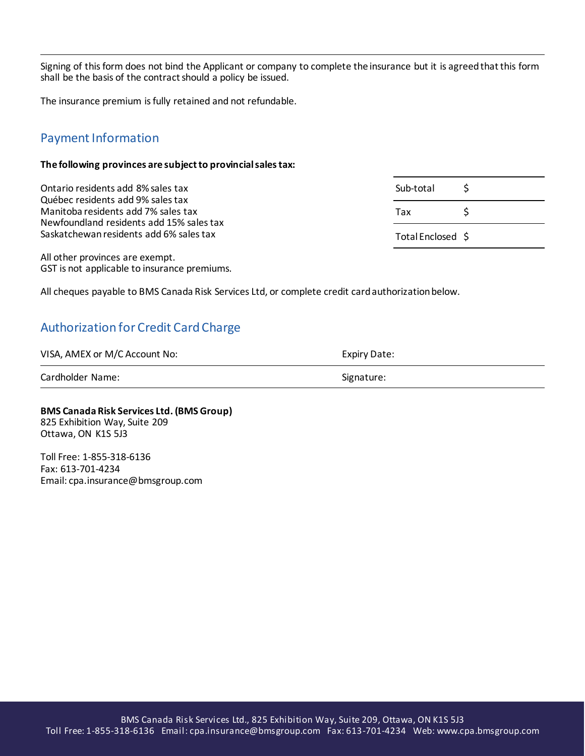Signing of this form does not bind the Applicant or company to complete the insurance but it is agreed that this form shall be the basis of the contract should a policy be issued.

The insurance premium is fully retained and not refundable.

## Payment Information

**The following provinces are subject to provincial sales tax:**

Ontario residents add 8% sales tax
Québec residents add 9% sales tax
Manitoba residents add 7% sales tax
Newfoundland residents add 15% sales tax
Saskatchewan residents add 6% sales tax

| | |
|---|---|
| Sub-total | $ |
| Tax | $ |
| Total Enclosed | $ |

All other provinces are exempt.
GST is not applicable to insurance premiums.

All cheques payable to BMS Canada Risk Services Ltd, or complete credit card authorization below.

## Authorization for Credit Card Charge

| | |
|---|---|
| VISA, AMEX or M/C Account No: | Expiry Date: |
| Cardholder Name: | Signature: |

**BMS Canada Risk Services Ltd. (BMS Group)**
825 Exhibition Way, Suite 209
Ottawa, ON K1S 5J3

Toll Free: 1-855-318-6136
Fax: 613-701-4234
Email: cpa.insurance@bmsgroup.com